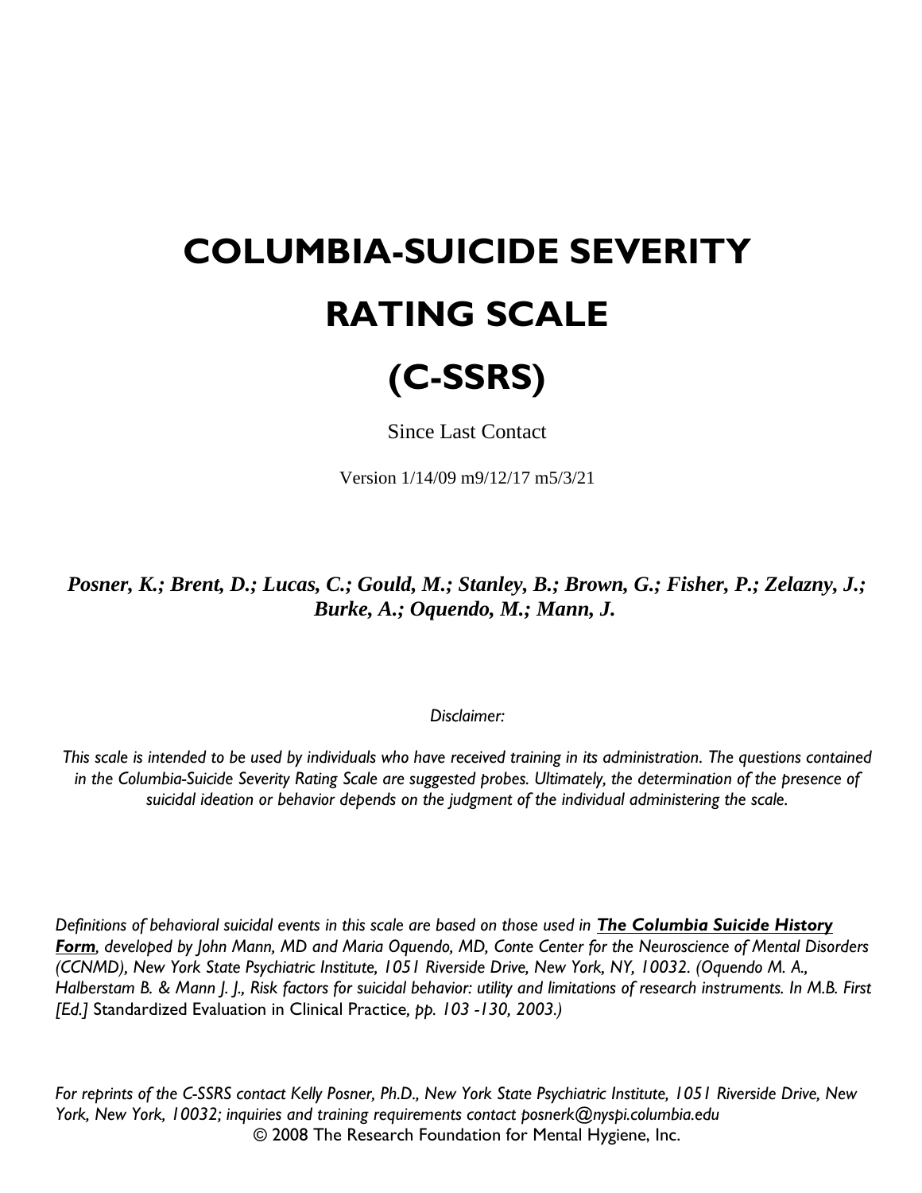# COLUMBIA-SUICIDE SEVERITY RATING SCALE (C-SSRS)

Since Last Contact

Version 1/14/09 m9/12/17 m5/3/21

***Posner, K.; Brent, D.; Lucas, C.; Gould, M.; Stanley, B.; Brown, G.; Fisher, P.; Zelazny, J.; Burke, A.; Oquendo, M.; Mann, J.***

*Disclaimer:*

*This scale is intended to be used by individuals who have received training in its administration. The questions contained in the Columbia-Suicide Severity Rating Scale are suggested probes. Ultimately, the determination of the presence of suicidal ideation or behavior depends on the judgment of the individual administering the scale.*

*Definitions of behavioral suicidal events in this scale are based on those used in* ***The Columbia Suicide History Form****, developed by John Mann, MD and Maria Oquendo, MD, Conte Center for the Neuroscience of Mental Disorders (CCNMD), New York State Psychiatric Institute, 1051 Riverside Drive, New York, NY, 10032. (Oquendo M. A., Halberstam B. & Mann J. J., Risk factors for suicidal behavior: utility and limitations of research instruments. In M.B. First [Ed.]* Standardized Evaluation in Clinical Practice*, pp. 103 -130, 2003.)*

*For reprints of the C-SSRS contact Kelly Posner, Ph.D., New York State Psychiatric Institute, 1051 Riverside Drive, New York, New York, 10032; inquiries and training requirements contact posnerk@nyspi.columbia.edu*

© 2008 The Research Foundation for Mental Hygiene, Inc.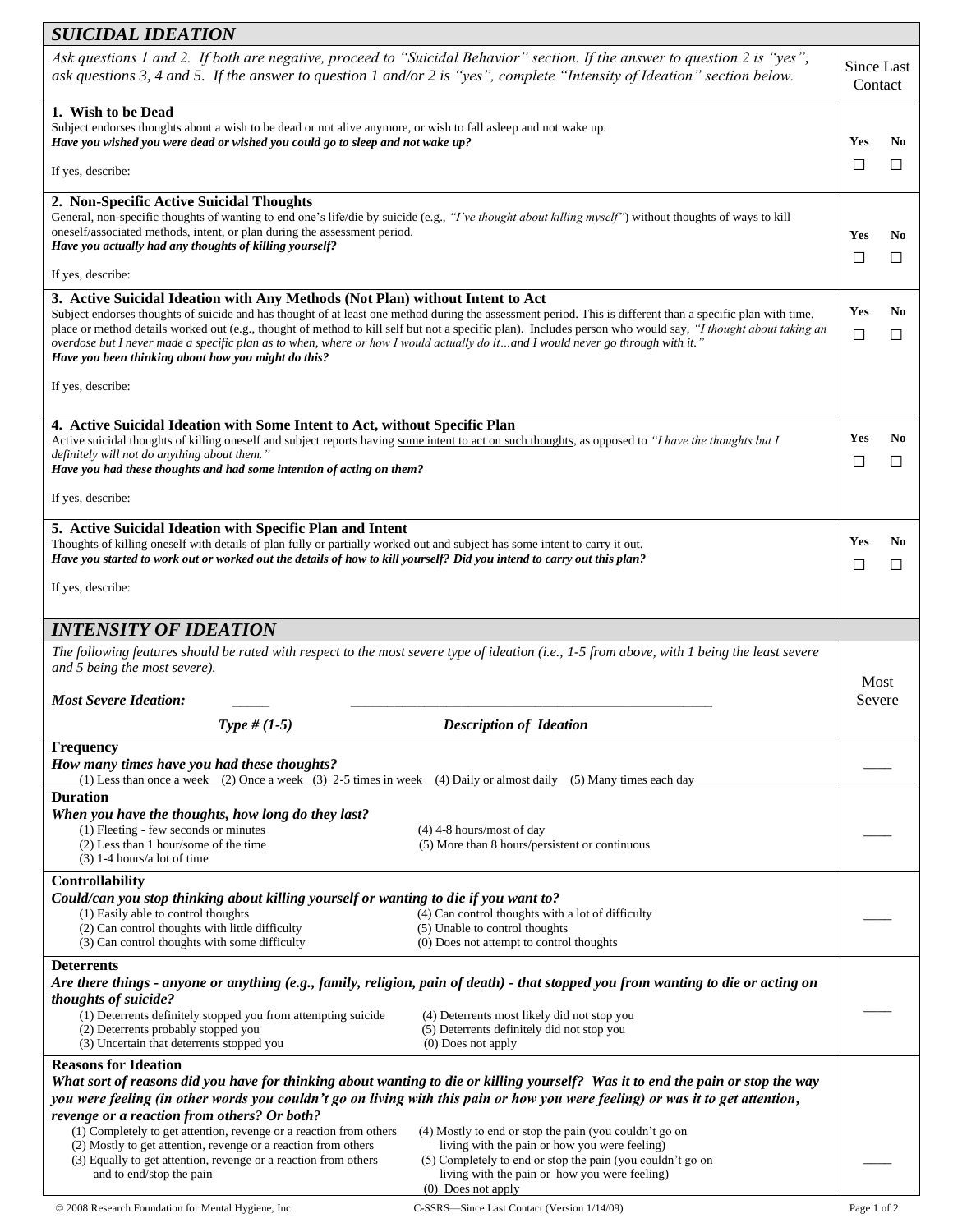## SUICIDAL IDEATION

*Ask questions 1 and 2. If both are negative, proceed to "Suicidal Behavior" section. If the answer to question 2 is "yes", ask questions 3, 4 and 5. If the answer to question 1 and/or 2 is "yes", complete "Intensity of Ideation" section below.*

| | Since Last Contact |
|---|---|
| **1. Wish to be Dead**<br>Subject endorses thoughts about a wish to be dead or not alive anymore, or wish to fall asleep and not wake up.<br>***Have you wished you were dead or wished you could go to sleep and not wake up?***<br><br>If yes, describe: | **Yes** ☐ **No** ☐ |
| **2. Non-Specific Active Suicidal Thoughts**<br>General, non-specific thoughts of wanting to end one's life/die by suicide (e.g., *"I've thought about killing myself"*) without thoughts of ways to kill oneself/associated methods, intent, or plan during the assessment period.<br>***Have you actually had any thoughts of killing yourself?***<br><br>If yes, describe: | **Yes** ☐ **No** ☐ |
| **3. Active Suicidal Ideation with Any Methods (Not Plan) without Intent to Act**<br>Subject endorses thoughts of suicide and has thought of at least one method during the assessment period. This is different than a specific plan with time, place or method details worked out (e.g., thought of method to kill self but not a specific plan). Includes person who would say, *"I thought about taking an overdose but I never made a specific plan as to when, where or how I would actually do it…and I would never go through with it."*<br>***Have you been thinking about how you might do this?***<br><br>If yes, describe: | **Yes** ☐ **No** ☐ |
| **4. Active Suicidal Ideation with Some Intent to Act, without Specific Plan**<br>Active suicidal thoughts of killing oneself and subject reports having some intent to act on such thoughts, as opposed to *"I have the thoughts but I definitely will not do anything about them."*<br>***Have you had these thoughts and had some intention of acting on them?***<br><br>If yes, describe: | **Yes** ☐ **No** ☐ |
| **5. Active Suicidal Ideation with Specific Plan and Intent**<br>Thoughts of killing oneself with details of plan fully or partially worked out and subject has some intent to carry it out.<br>***Have you started to work out or worked out the details of how to kill yourself? Did you intend to carry out this plan?***<br><br>If yes, describe: | **Yes** ☐ **No** ☐ |

## INTENSITY OF IDEATION

| | Most Severe |
|---|---|
| *The following features should be rated with respect to the most severe type of ideation (i.e., 1-5 from above, with 1 being the least severe and 5 being the most severe).*<br><br>***Most Severe Ideation:*** _____ ______________________________<br>*Type # (1-5)* *Description of Ideation* | |
| **Frequency**<br>***How many times have you had these thoughts?***<br>(1) Less than once a week (2) Once a week (3) 2-5 times in week (4) Daily or almost daily (5) Many times each day | ____ |
| **Duration**<br>***When you have the thoughts, how long do they last?***<br>(1) Fleeting - few seconds or minutes<br>(2) Less than 1 hour/some of the time<br>(3) 1-4 hours/a lot of time<br>(4) 4-8 hours/most of day<br>(5) More than 8 hours/persistent or continuous | ____ |
| **Controllability**<br>***Could/can you stop thinking about killing yourself or wanting to die if you want to?***<br>(1) Easily able to control thoughts<br>(2) Can control thoughts with little difficulty<br>(3) Can control thoughts with some difficulty<br>(4) Can control thoughts with a lot of difficulty<br>(5) Unable to control thoughts<br>(0) Does not attempt to control thoughts | ____ |
| **Deterrents**<br>***Are there things - anyone or anything (e.g., family, religion, pain of death) - that stopped you from wanting to die or acting on thoughts of suicide?***<br>(1) Deterrents definitely stopped you from attempting suicide<br>(2) Deterrents probably stopped you<br>(3) Uncertain that deterrents stopped you<br>(4) Deterrents most likely did not stop you<br>(5) Deterrents definitely did not stop you<br>(0) Does not apply | ____ |
| **Reasons for Ideation**<br>***What sort of reasons did you have for thinking about wanting to die or killing yourself? Was it to end the pain or stop the way you were feeling (in other words you couldn't go on living with this pain or how you were feeling) or was it to get attention, revenge or a reaction from others? Or both?***<br>(1) Completely to get attention, revenge or a reaction from others<br>(2) Mostly to get attention, revenge or a reaction from others<br>(3) Equally to get attention, revenge or a reaction from others and to end/stop the pain<br>(4) Mostly to end or stop the pain (you couldn't go on living with the pain or how you were feeling)<br>(5) Completely to end or stop the pain (you couldn't go on living with the pain or how you were feeling)<br>(0) Does not apply | ____ |

© 2008 Research Foundation for Mental Hygiene, Inc. C-SSRS—Since Last Contact (Version 1/14/09)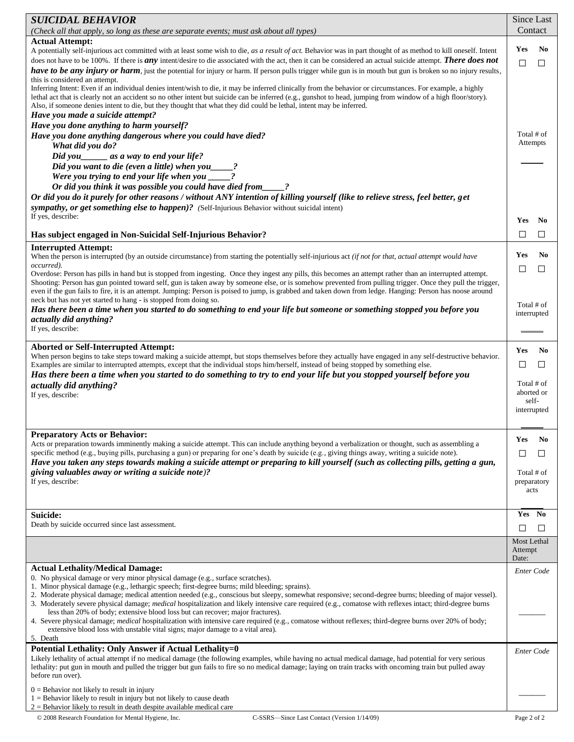| ***SUICIDAL BEHAVIOR*** *(Check all that apply, so long as these are separate events; must ask about all types)* | Since Last Contact |
|---|---|
| **Actual Attempt:**<br>A potentially self-injurious act committed with at least some wish to die, *as a result of act.* Behavior was in part thought of as method to kill oneself. Intent does not have to be 100%. If there is ***any*** intent/desire to die associated with the act, then it can be considered an actual suicide attempt. ***There does not have to be any injury or harm***, just the potential for injury or harm. If person pulls trigger while gun is in mouth but gun is broken so no injury results, this is considered an attempt.<br>Inferring Intent: Even if an individual denies intent/wish to die, it may be inferred clinically from the behavior or circumstances. For example, a highly lethal act that is clearly not an accident so no other intent but suicide can be inferred (e.g., gunshot to head, jumping from window of a high floor/story). Also, if someone denies intent to die, but they thought that what they did could be lethal, intent may be inferred.<br>***Have you made a suicide attempt?***<br>***Have you done anything to harm yourself?***<br>***Have you done anything dangerous where you could have died?***<br>***What did you do?***<br>***Did you______ as a way to end your life?***<br>***Did you want to die (even a little) when you_____?***<br>***Were you trying to end your life when you _____?***<br>***Or did you think it was possible you could have died from_____?***<br>***Or did you do it purely for other reasons / without ANY intention of killing yourself (like to relieve stress, feel better, get sympathy, or get something else to happen)?*** (Self-Injurious Behavior without suicidal intent)<br>If yes, describe: | **Yes** **No**<br>☐ ☐<br><br>Total # of Attempts<br>_____ |
| **Has subject engaged in Non-Suicidal Self-Injurious Behavior?** | **Yes** **No**<br>☐ ☐ |
| **Interrupted Attempt:**<br>When the person is interrupted (by an outside circumstance) from starting the potentially self-injurious act *(if not for that, actual attempt would have occurred).*<br>Overdose: Person has pills in hand but is stopped from ingesting. Once they ingest any pills, this becomes an attempt rather than an interrupted attempt. Shooting: Person has gun pointed toward self, gun is taken away by someone else, or is somehow prevented from pulling trigger. Once they pull the trigger, even if the gun fails to fire, it is an attempt. Jumping: Person is poised to jump, is grabbed and taken down from ledge. Hanging: Person has noose around neck but has not yet started to hang - is stopped from doing so.<br>***Has there been a time when you started to do something to end your life but someone or something stopped you before you actually did anything?***<br>If yes, describe: | **Yes** **No**<br>☐ ☐<br><br>Total # of interrupted<br>_____ |
| **Aborted or Self-Interrupted Attempt:**<br>When person begins to take steps toward making a suicide attempt, but stops themselves before they actually have engaged in any self-destructive behavior. Examples are similar to interrupted attempts, except that the individual stops him/herself, instead of being stopped by something else.<br>***Has there been a time when you started to do something to try to end your life but you stopped yourself before you actually did anything?***<br>If yes, describe: | **Yes** **No**<br>☐ ☐<br><br>Total # of aborted or self-interrupted<br>_____ |
| **Preparatory Acts or Behavior:**<br>Acts or preparation towards imminently making a suicide attempt. This can include anything beyond a verbalization or thought, such as assembling a specific method (e.g., buying pills, purchasing a gun) or preparing for one's death by suicide (e.g., giving things away, writing a suicide note).<br>***Have you taken any steps towards making a suicide attempt or preparing to kill yourself (such as collecting pills, getting a gun, giving valuables away or writing a suicide note)?***<br>If yes, describe: | **Yes** **No**<br>☐ ☐<br><br>Total # of preparatory acts<br>_____ |
| **Suicide:**<br>Death by suicide occurred since last assessment. | **Yes** **No**<br>☐ ☐ |
| | Most Lethal Attempt Date: |
| **Actual Lethality/Medical Damage:**<br>0. No physical damage or very minor physical damage (e.g., surface scratches).<br>1. Minor physical damage (e.g., lethargic speech; first-degree burns; mild bleeding; sprains).<br>2. Moderate physical damage; medical attention needed (e.g., conscious but sleepy, somewhat responsive; second-degree burns; bleeding of major vessel).<br>3. Moderately severe physical damage; *medical* hospitalization and likely intensive care required (e.g., comatose with reflexes intact; third-degree burns less than 20% of body; extensive blood loss but can recover; major fractures).<br>4. Severe physical damage; *medical* hospitalization with intensive care required (e.g., comatose without reflexes; third-degree burns over 20% of body; extensive blood loss with unstable vital signs; major damage to a vital area).<br>5. Death | *Enter Code*<br><br>_____ |
| **Potential Lethality: Only Answer if Actual Lethality=0**<br>Likely lethality of actual attempt if no medical damage (the following examples, while having no actual medical damage, had potential for very serious lethality: put gun in mouth and pulled the trigger but gun fails to fire so no medical damage; laying on train tracks with oncoming train but pulled away before run over).<br><br>0 = Behavior not likely to result in injury<br>1 = Behavior likely to result in injury but not likely to cause death<br>2 = Behavior likely to result in death despite available medical care | *Enter Code*<br><br>_____ |

© 2008 Research Foundation for Mental Hygiene, Inc. C-SSRS—Since Last Contact (Version 1/14/09)